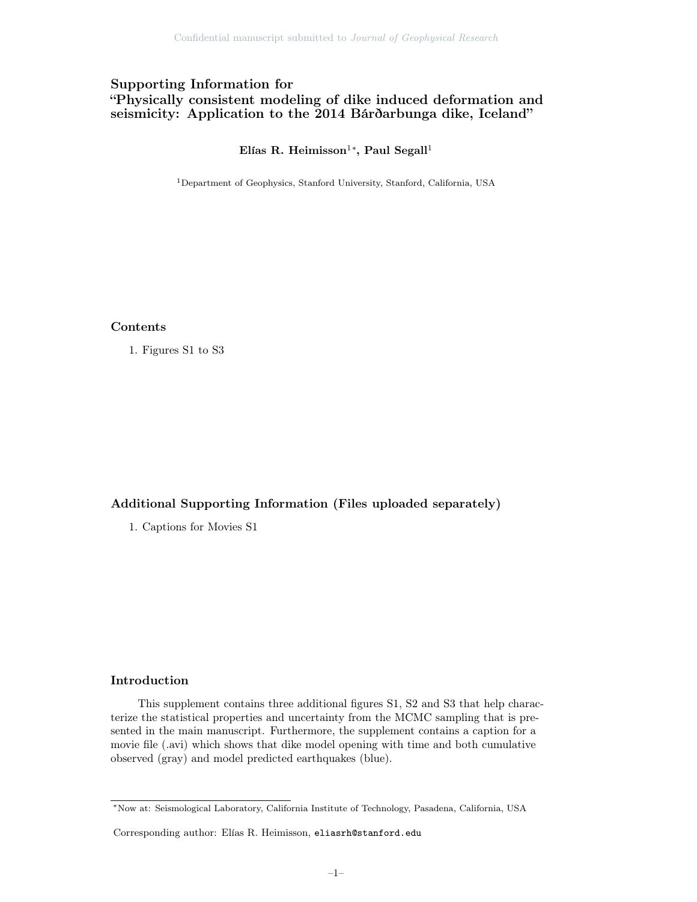# Supporting Information for "Physically consistent modeling of dike induced deformation and seismicity: Application to the 2014 Bárðarbunga dike, Iceland"

**Elías R. Heimisson[1]*, Paul Segall[1]**

[1]Department of Geophysics, Stanford University, Stanford, California, USA

## Contents

1. Figures S1 to S3

## Additional Supporting Information (Files uploaded separately)

1. Captions for Movies S1

## Introduction

This supplement contains three additional figures S1, S2 and S3 that help characterize the statistical properties and uncertainty from the MCMC sampling that is presented in the main manuscript. Furthermore, the supplement contains a caption for a movie file (.avi) which shows that dike model opening with time and both cumulative observed (gray) and model predicted earthquakes (blue).

---

*Now at: Seismological Laboratory, California Institute of Technology, Pasadena, California, USA

Corresponding author: Elías R. Heimisson, `eliasrh@stanford.edu`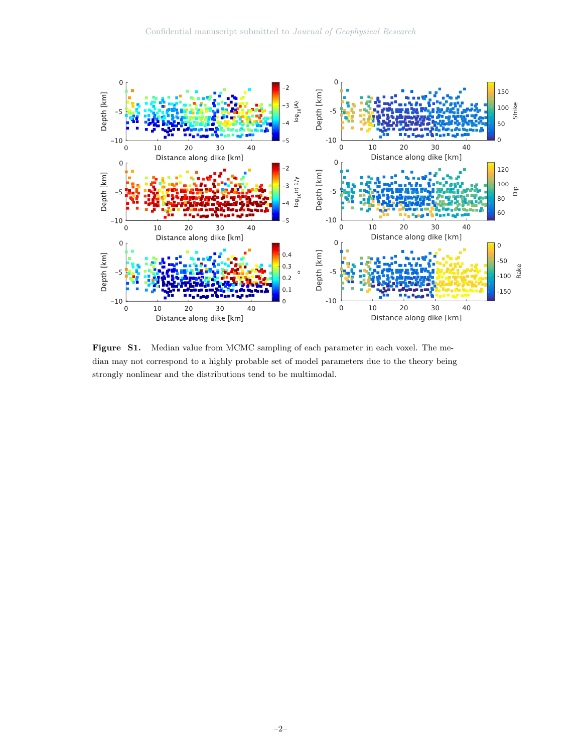**Figure S1.** Median value from MCMC sampling of each parameter in each voxel. The median may not correspond to a highly probable set of model parameters due to the theory being strongly nonlinear and the distributions tend to be multimodal.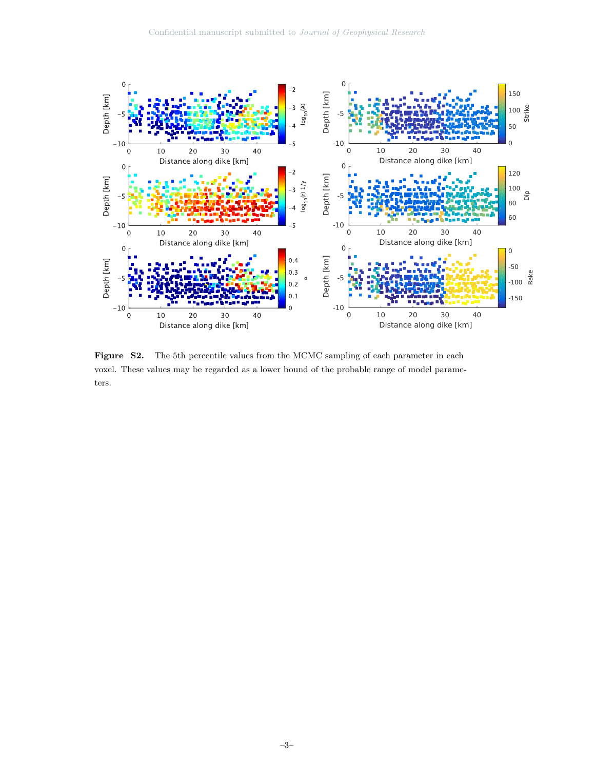**Figure S2.** The 5th percentile values from the MCMC sampling of each parameter in each voxel. These values may be regarded as a lower bound of the probable range of model parameters.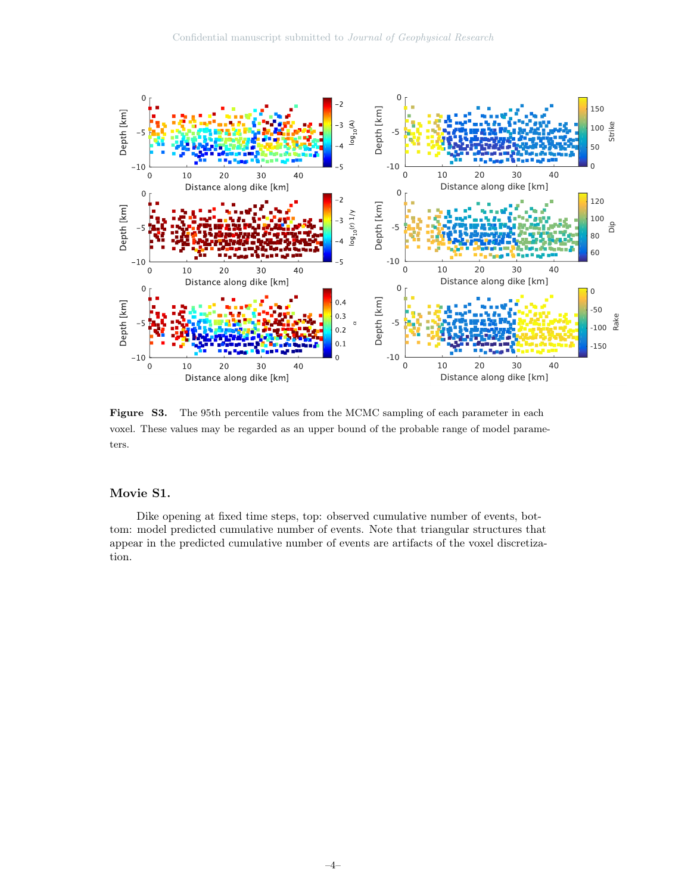Depth [km]
0
-5
-10
0 10 20 30 40
Distance along dike [km]
-2
-3
-4
-5
$\log_{10}(A)$

Depth [km]
0
-5
-10
0 10 20 30 40
Distance along dike [km]
150
100
50
0
Strike

Depth [km]
0
-5
-10
0 10 20 30 40
Distance along dike [km]
-2
-3
-4
-5
$\log_{10}(r)$ 1/y

Depth [km]
0
-5
-10
0 10 20 30 40
Distance along dike [km]
120
100
80
60
Dip

Depth [km]
0
-5
-10
0 10 20 30 40
Distance along dike [km]
0.4
0.3
0.2
0.1
0
$\alpha$

Depth [km]
0
-5
-10
0 10 20 30 40
Distance along dike [km]
0
-50
-100
-150
Rake

**Figure S3.** The 95th percentile values from the MCMC sampling of each parameter in each voxel. These values may be regarded as an upper bound of the probable range of model parameters.

## Movie S1.

Dike opening at fixed time steps, top: observed cumulative number of events, bottom: model predicted cumulative number of events. Note that triangular structures that appear in the predicted cumulative number of events are artifacts of the voxel discretization.